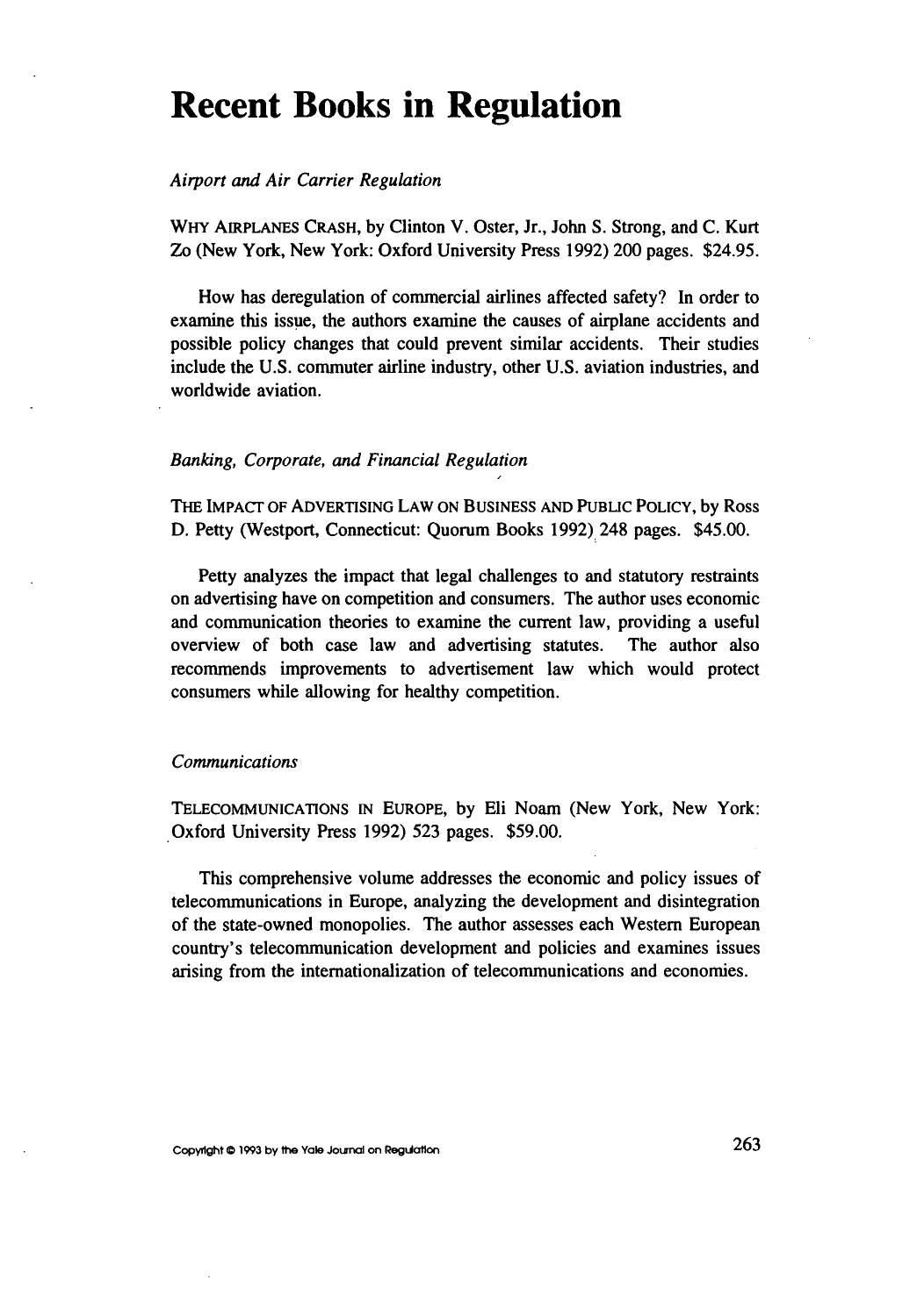# Recent Books in Regulation

## *Airport and Air Carrier Regulation*

WHY AIRPLANES CRASH, by Clinton V. Oster, Jr., John S. Strong, and C. Kurt Zo (New York, New York: Oxford University Press 1992) 200 pages. $24.95.

How has deregulation of commercial airlines affected safety? In order to examine this issue, the authors examine the causes of airplane accidents and possible policy changes that could prevent similar accidents. Their studies include the U.S. commuter airline industry, other U.S. aviation industries, and worldwide aviation.

## *Banking, Corporate, and Financial Regulation*

THE IMPACT OF ADVERTISING LAW ON BUSINESS AND PUBLIC POLICY, by Ross D. Petty (Westport, Connecticut: Quorum Books 1992) 248 pages. $45.00.

Petty analyzes the impact that legal challenges to and statutory restraints on advertising have on competition and consumers. The author uses economic and communication theories to examine the current law, providing a useful overview of both case law and advertising statutes. The author also recommends improvements to advertisement law which would protect consumers while allowing for healthy competition.

## *Communications*

TELECOMMUNICATIONS IN EUROPE, by Eli Noam (New York, New York: Oxford University Press 1992) 523 pages. $59.00.

This comprehensive volume addresses the economic and policy issues of telecommunications in Europe, analyzing the development and disintegration of the state-owned monopolies. The author assesses each Western European country's telecommunication development and policies and examines issues arising from the internationalization of telecommunications and economies.

Copyright © 1993 by the Yale Journal on Regulation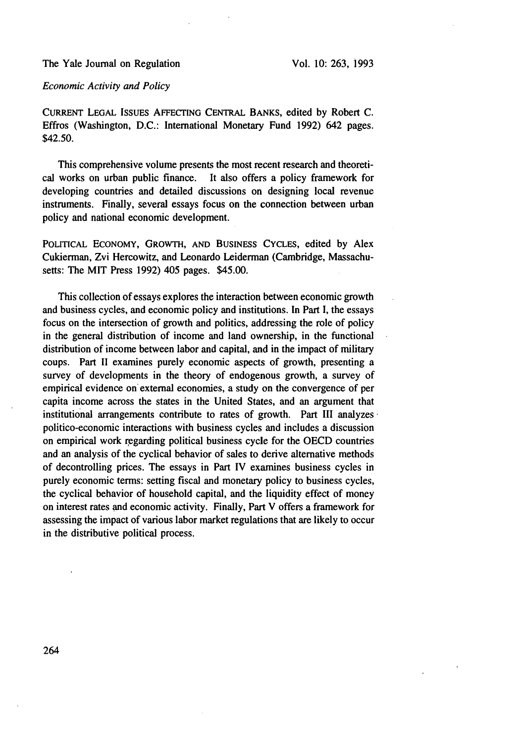*Economic Activity and Policy*

CURRENT LEGAL ISSUES AFFECTING CENTRAL BANKS, edited by Robert C. Effros (Washington, D.C.: International Monetary Fund 1992) 642 pages. $42.50.

This comprehensive volume presents the most recent research and theoretical works on urban public finance. It also offers a policy framework for developing countries and detailed discussions on designing local revenue instruments. Finally, several essays focus on the connection between urban policy and national economic development.

POLITICAL ECONOMY, GROWTH, AND BUSINESS CYCLES, edited by Alex Cukierman, Zvi Hercowitz, and Leonardo Leiderman (Cambridge, Massachusetts: The MIT Press 1992) 405 pages. $45.00.

This collection of essays explores the interaction between economic growth and business cycles, and economic policy and institutions. In Part I, the essays focus on the intersection of growth and politics, addressing the role of policy in the general distribution of income and land ownership, in the functional distribution of income between labor and capital, and in the impact of military coups. Part II examines purely economic aspects of growth, presenting a survey of developments in the theory of endogenous growth, a survey of empirical evidence on external economies, a study on the convergence of per capita income across the states in the United States, and an argument that institutional arrangements contribute to rates of growth. Part III analyzes politico-economic interactions with business cycles and includes a discussion on empirical work regarding political business cycle for the OECD countries and an analysis of the cyclical behavior of sales to derive alternative methods of decontrolling prices. The essays in Part IV examines business cycles in purely economic terms: setting fiscal and monetary policy to business cycles, the cyclical behavior of household capital, and the liquidity effect of money on interest rates and economic activity. Finally, Part V offers a framework for assessing the impact of various labor market regulations that are likely to occur in the distributive political process.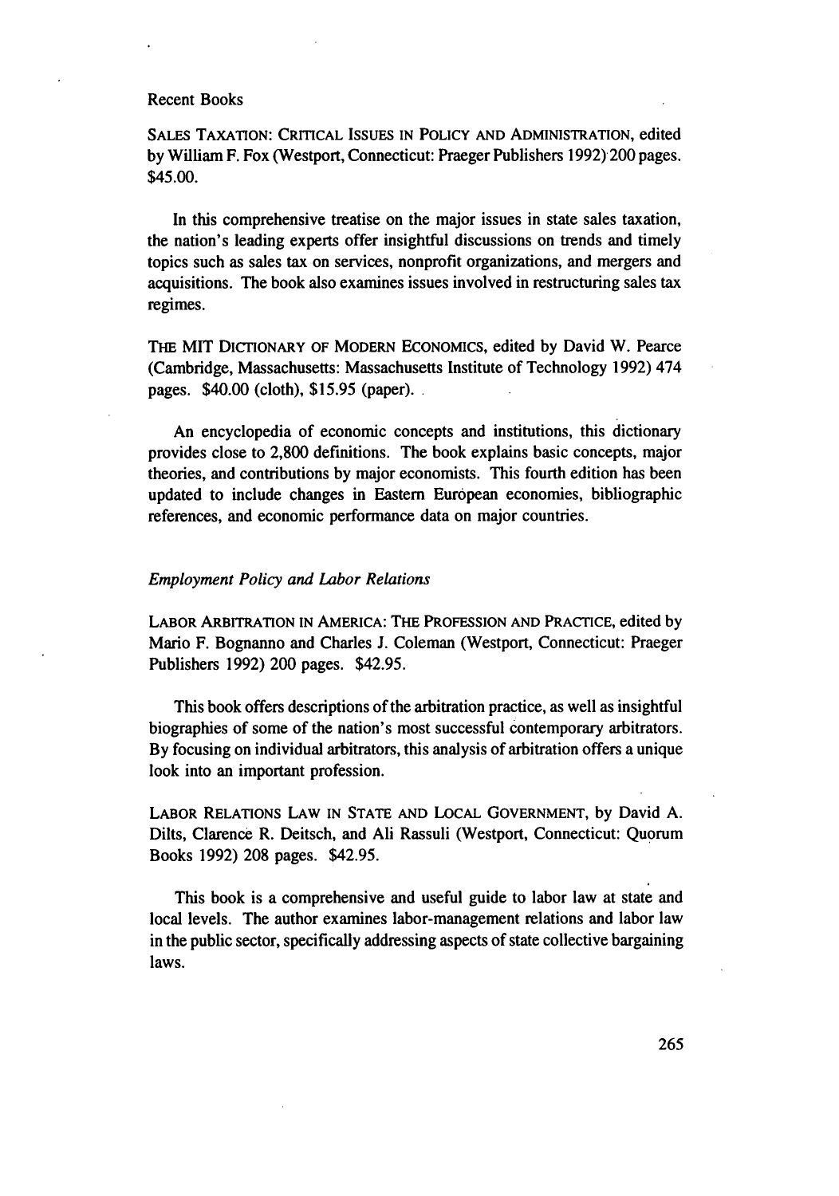Recent Books

SALES TAXATION: CRITICAL ISSUES IN POLICY AND ADMINISTRATION, edited by William F. Fox (Westport, Connecticut: Praeger Publishers 1992) 200 pages. $45.00.

In this comprehensive treatise on the major issues in state sales taxation, the nation's leading experts offer insightful discussions on trends and timely topics such as sales tax on services, nonprofit organizations, and mergers and acquisitions. The book also examines issues involved in restructuring sales tax regimes.

THE MIT DICTIONARY OF MODERN ECONOMICS, edited by David W. Pearce (Cambridge, Massachusetts: Massachusetts Institute of Technology 1992) 474 pages. $40.00 (cloth), $15.95 (paper).

An encyclopedia of economic concepts and institutions, this dictionary provides close to 2,800 definitions. The book explains basic concepts, major theories, and contributions by major economists. This fourth edition has been updated to include changes in Eastern European economies, bibliographic references, and economic performance data on major countries.

*Employment Policy and Labor Relations*

LABOR ARBITRATION IN AMERICA: THE PROFESSION AND PRACTICE, edited by Mario F. Bognanno and Charles J. Coleman (Westport, Connecticut: Praeger Publishers 1992) 200 pages. $42.95.

This book offers descriptions of the arbitration practice, as well as insightful biographies of some of the nation's most successful contemporary arbitrators. By focusing on individual arbitrators, this analysis of arbitration offers a unique look into an important profession.

LABOR RELATIONS LAW IN STATE AND LOCAL GOVERNMENT, by David A. Dilts, Clarence R. Deitsch, and Ali Rassuli (Westport, Connecticut: Quorum Books 1992) 208 pages. $42.95.

This book is a comprehensive and useful guide to labor law at state and local levels. The author examines labor-management relations and labor law in the public sector, specifically addressing aspects of state collective bargaining laws.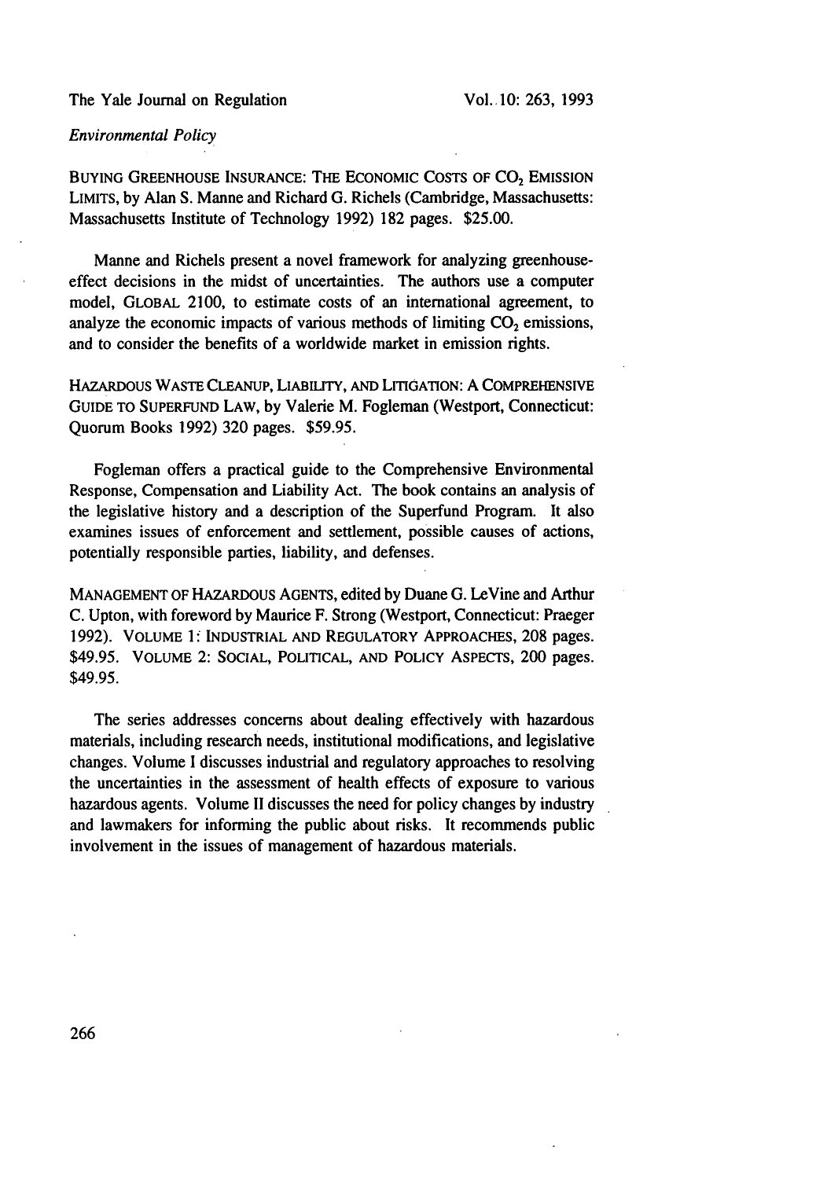*Environmental Policy*

BUYING GREENHOUSE INSURANCE: THE ECONOMIC COSTS OF $CO_2$ EMISSION LIMITS, by Alan S. Manne and Richard G. Richels (Cambridge, Massachusetts: Massachusetts Institute of Technology 1992) 182 pages. $25.00.

Manne and Richels present a novel framework for analyzing greenhouse-effect decisions in the midst of uncertainties. The authors use a computer model, GLOBAL 2100, to estimate costs of an international agreement, to analyze the economic impacts of various methods of limiting $CO_2$ emissions, and to consider the benefits of a worldwide market in emission rights.

HAZARDOUS WASTE CLEANUP, LIABILITY, AND LITIGATION: A COMPREHENSIVE GUIDE TO SUPERFUND LAW, by Valerie M. Fogleman (Westport, Connecticut: Quorum Books 1992) 320 pages. $59.95.

Fogleman offers a practical guide to the Comprehensive Environmental Response, Compensation and Liability Act. The book contains an analysis of the legislative history and a description of the Superfund Program. It also examines issues of enforcement and settlement, possible causes of actions, potentially responsible parties, liability, and defenses.

MANAGEMENT OF HAZARDOUS AGENTS, edited by Duane G. LeVine and Arthur C. Upton, with foreword by Maurice F. Strong (Westport, Connecticut: Praeger 1992). VOLUME 1: INDUSTRIAL AND REGULATORY APPROACHES, 208 pages. $49.95. VOLUME 2: SOCIAL, POLITICAL, AND POLICY ASPECTS, 200 pages. $49.95.

The series addresses concerns about dealing effectively with hazardous materials, including research needs, institutional modifications, and legislative changes. Volume I discusses industrial and regulatory approaches to resolving the uncertainties in the assessment of health effects of exposure to various hazardous agents. Volume II discusses the need for policy changes by industry and lawmakers for informing the public about risks. It recommends public involvement in the issues of management of hazardous materials.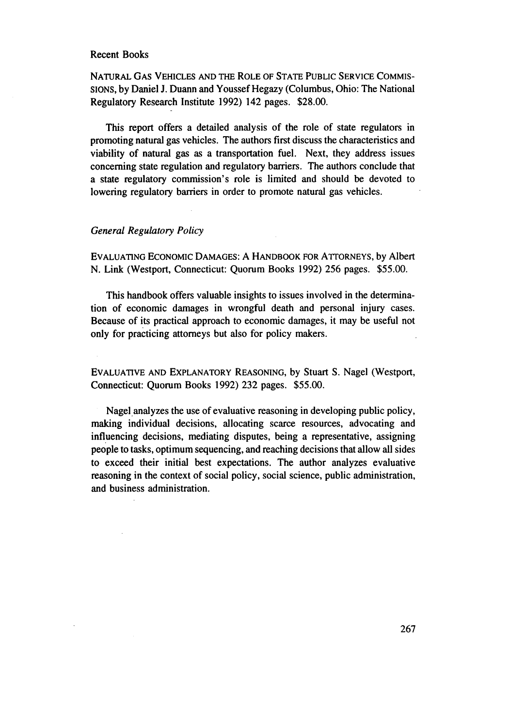Recent Books

NATURAL GAS VEHICLES AND THE ROLE OF STATE PUBLIC SERVICE COMMISSIONS, by Daniel J. Duann and Youssef Hegazy (Columbus, Ohio: The National Regulatory Research Institute 1992) 142 pages. $28.00.

This report offers a detailed analysis of the role of state regulators in promoting natural gas vehicles. The authors first discuss the characteristics and viability of natural gas as a transportation fuel. Next, they address issues concerning state regulation and regulatory barriers. The authors conclude that a state regulatory commission's role is limited and should be devoted to lowering regulatory barriers in order to promote natural gas vehicles.

*General Regulatory Policy*

EVALUATING ECONOMIC DAMAGES: A HANDBOOK FOR ATTORNEYS, by Albert N. Link (Westport, Connecticut: Quorum Books 1992) 256 pages. $55.00.

This handbook offers valuable insights to issues involved in the determination of economic damages in wrongful death and personal injury cases. Because of its practical approach to economic damages, it may be useful not only for practicing attorneys but also for policy makers.

EVALUATIVE AND EXPLANATORY REASONING, by Stuart S. Nagel (Westport, Connecticut: Quorum Books 1992) 232 pages. $55.00.

Nagel analyzes the use of evaluative reasoning in developing public policy, making individual decisions, allocating scarce resources, advocating and influencing decisions, mediating disputes, being a representative, assigning people to tasks, optimum sequencing, and reaching decisions that allow all sides to exceed their initial best expectations. The author analyzes evaluative reasoning in the context of social policy, social science, public administration, and business administration.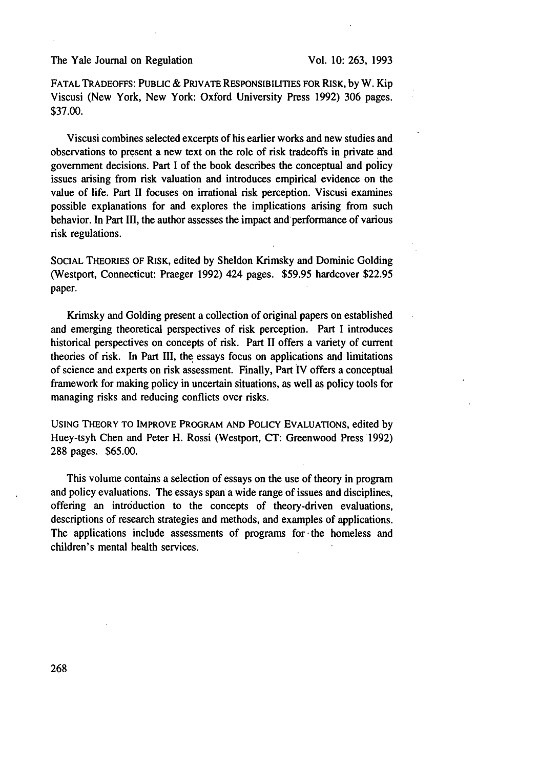FATAL TRADEOFFS: PUBLIC & PRIVATE RESPONSIBILITIES FOR RISK, by W. Kip Viscusi (New York, New York: Oxford University Press 1992) 306 pages. $37.00.

Viscusi combines selected excerpts of his earlier works and new studies and observations to present a new text on the role of risk tradeoffs in private and government decisions. Part I of the book describes the conceptual and policy issues arising from risk valuation and introduces empirical evidence on the value of life. Part II focuses on irrational risk perception. Viscusi examines possible explanations for and explores the implications arising from such behavior. In Part III, the author assesses the impact and performance of various risk regulations.

SOCIAL THEORIES OF RISK, edited by Sheldon Krimsky and Dominic Golding (Westport, Connecticut: Praeger 1992) 424 pages. $59.95 hardcover $22.95 paper.

Krimsky and Golding present a collection of original papers on established and emerging theoretical perspectives of risk perception. Part I introduces historical perspectives on concepts of risk. Part II offers a variety of current theories of risk. In Part III, the essays focus on applications and limitations of science and experts on risk assessment. Finally, Part IV offers a conceptual framework for making policy in uncertain situations, as well as policy tools for managing risks and reducing conflicts over risks.

USING THEORY TO IMPROVE PROGRAM AND POLICY EVALUATIONS, edited by Huey-tsyh Chen and Peter H. Rossi (Westport, CT: Greenwood Press 1992) 288 pages. $65.00.

This volume contains a selection of essays on the use of theory in program and policy evaluations. The essays span a wide range of issues and disciplines, offering an introduction to the concepts of theory-driven evaluations, descriptions of research strategies and methods, and examples of applications. The applications include assessments of programs for the homeless and children's mental health services.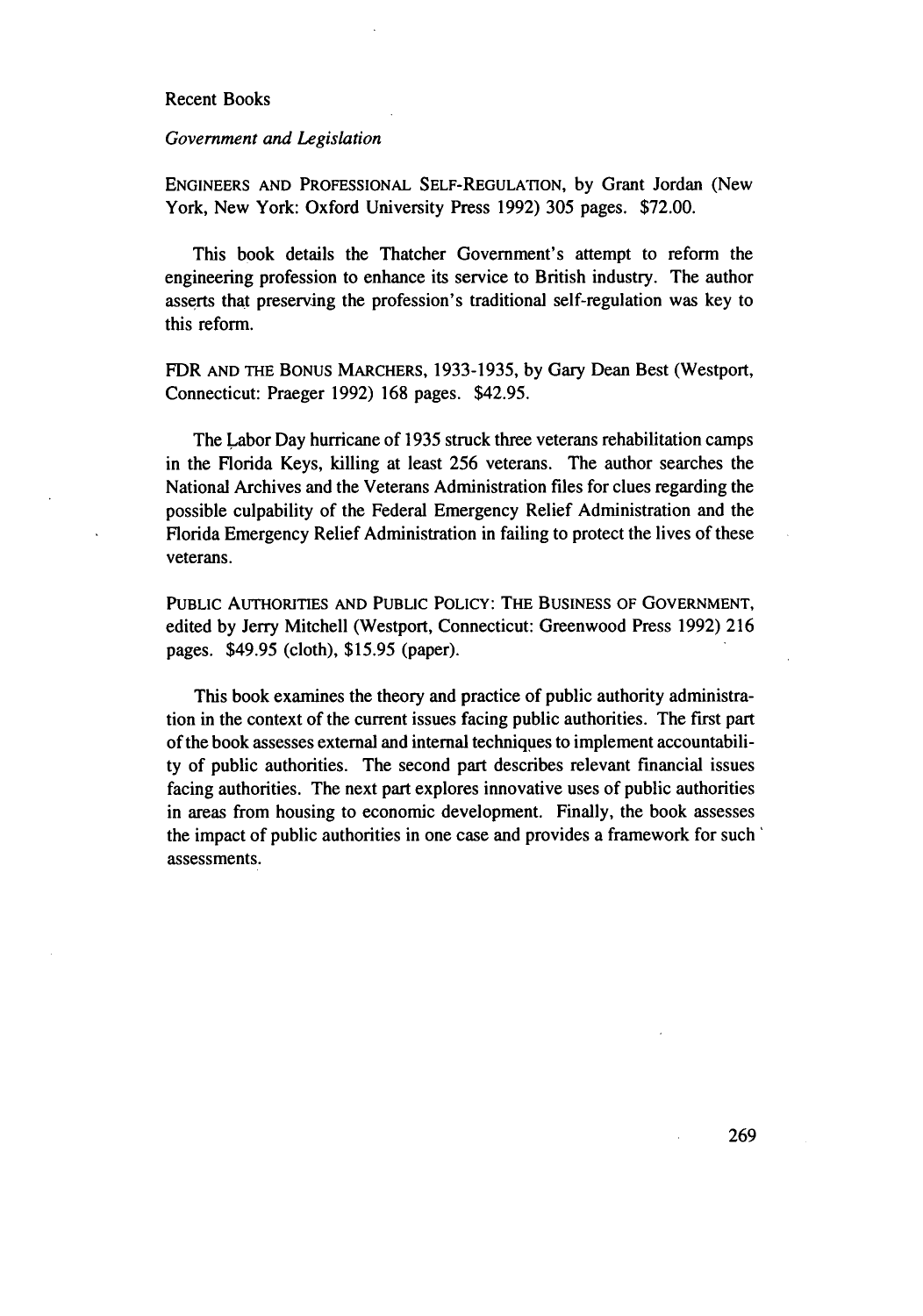Recent Books

*Government and Legislation*

ENGINEERS AND PROFESSIONAL SELF-REGULATION, by Grant Jordan (New York, New York: Oxford University Press 1992) 305 pages. $72.00.

This book details the Thatcher Government's attempt to reform the engineering profession to enhance its service to British industry. The author asserts that preserving the profession's traditional self-regulation was key to this reform.

FDR AND THE BONUS MARCHERS, 1933-1935, by Gary Dean Best (Westport, Connecticut: Praeger 1992) 168 pages. $42.95.

The Labor Day hurricane of 1935 struck three veterans rehabilitation camps in the Florida Keys, killing at least 256 veterans. The author searches the National Archives and the Veterans Administration files for clues regarding the possible culpability of the Federal Emergency Relief Administration and the Florida Emergency Relief Administration in failing to protect the lives of these veterans.

PUBLIC AUTHORITIES AND PUBLIC POLICY: THE BUSINESS OF GOVERNMENT, edited by Jerry Mitchell (Westport, Connecticut: Greenwood Press 1992) 216 pages. $49.95 (cloth), $15.95 (paper).

This book examines the theory and practice of public authority administration in the context of the current issues facing public authorities. The first part of the book assesses external and internal techniques to implement accountability of public authorities. The second part describes relevant financial issues facing authorities. The next part explores innovative uses of public authorities in areas from housing to economic development. Finally, the book assesses the impact of public authorities in one case and provides a framework for such assessments.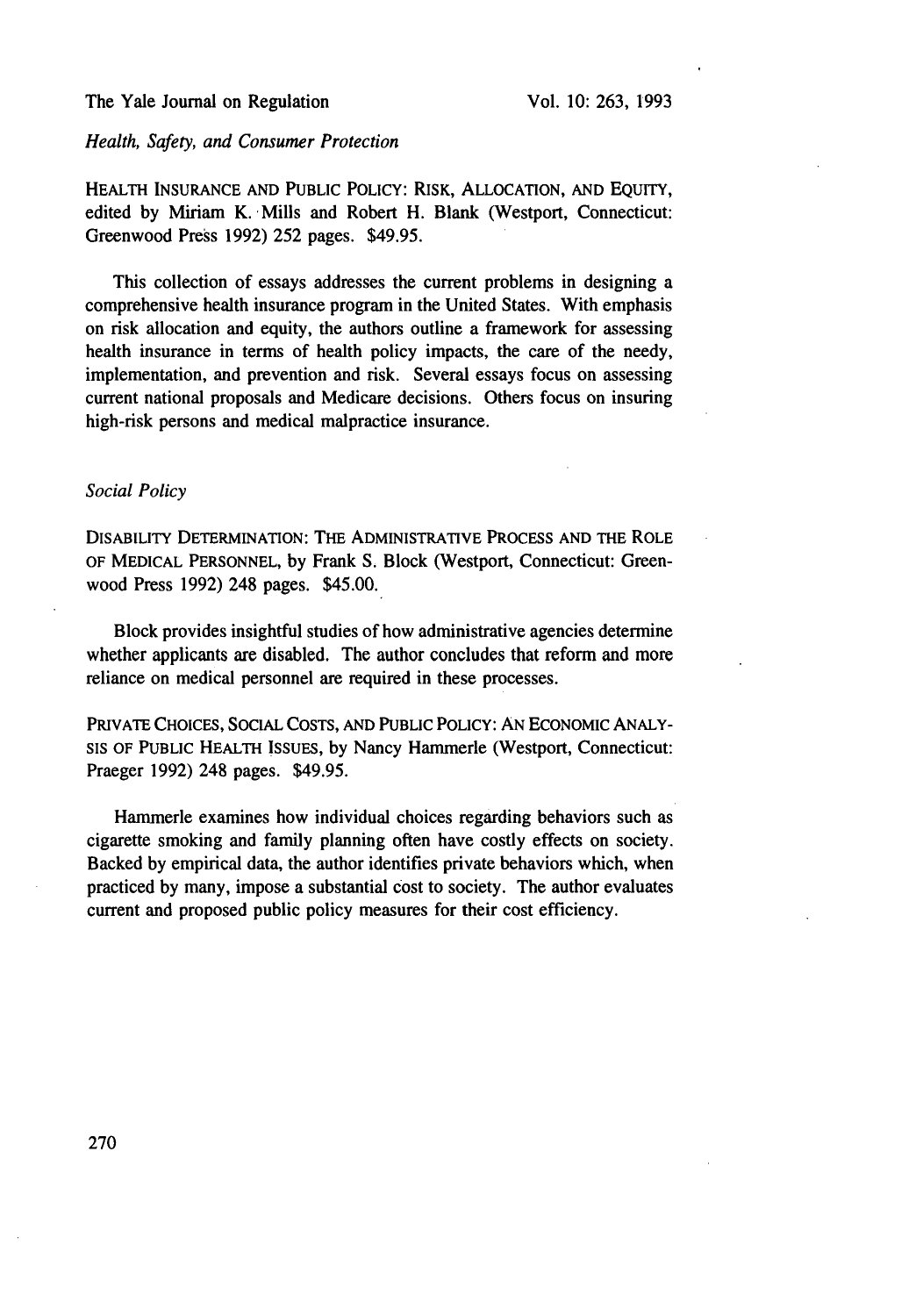*Health, Safety, and Consumer Protection*

HEALTH INSURANCE AND PUBLIC POLICY: RISK, ALLOCATION, AND EQUITY, edited by Miriam K. Mills and Robert H. Blank (Westport, Connecticut: Greenwood Press 1992) 252 pages. $49.95.

This collection of essays addresses the current problems in designing a comprehensive health insurance program in the United States. With emphasis on risk allocation and equity, the authors outline a framework for assessing health insurance in terms of health policy impacts, the care of the needy, implementation, and prevention and risk. Several essays focus on assessing current national proposals and Medicare decisions. Others focus on insuring high-risk persons and medical malpractice insurance.

*Social Policy*

DISABILITY DETERMINATION: THE ADMINISTRATIVE PROCESS AND THE ROLE OF MEDICAL PERSONNEL, by Frank S. Block (Westport, Connecticut: Greenwood Press 1992) 248 pages. $45.00.

Block provides insightful studies of how administrative agencies determine whether applicants are disabled. The author concludes that reform and more reliance on medical personnel are required in these processes.

PRIVATE CHOICES, SOCIAL COSTS, AND PUBLIC POLICY: AN ECONOMIC ANALYSIS OF PUBLIC HEALTH ISSUES, by Nancy Hammerle (Westport, Connecticut: Praeger 1992) 248 pages. $49.95.

Hammerle examines how individual choices regarding behaviors such as cigarette smoking and family planning often have costly effects on society. Backed by empirical data, the author identifies private behaviors which, when practiced by many, impose a substantial cost to society. The author evaluates current and proposed public policy measures for their cost efficiency.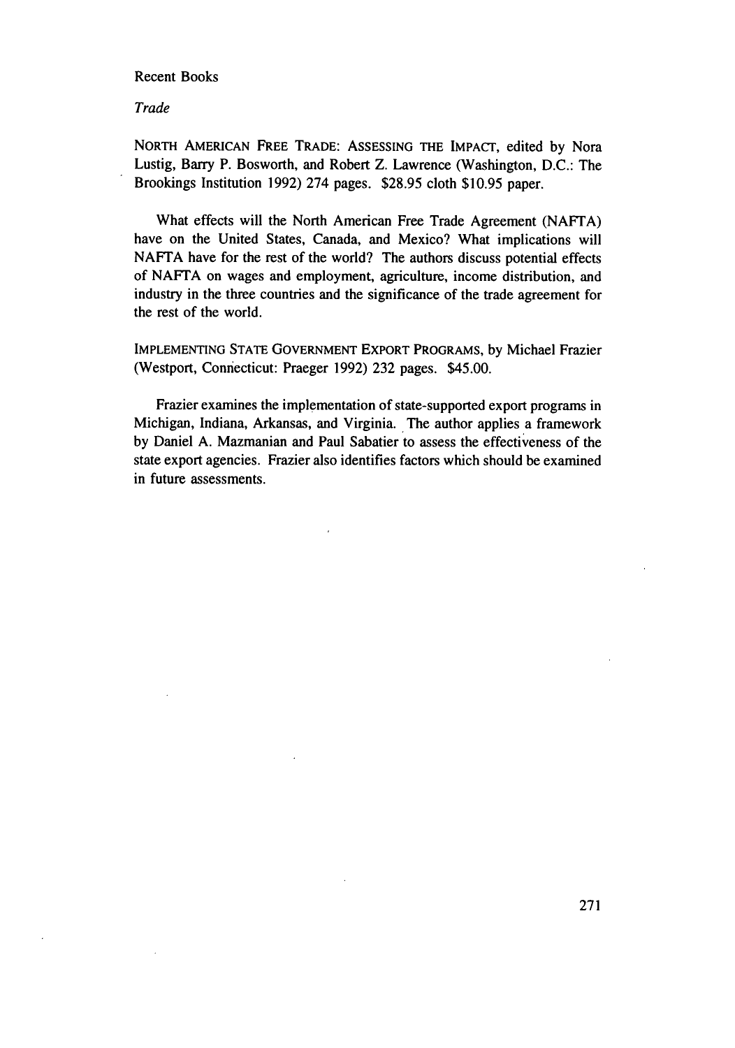Recent Books

*Trade*

NORTH AMERICAN FREE TRADE: ASSESSING THE IMPACT, edited by Nora Lustig, Barry P. Bosworth, and Robert Z. Lawrence (Washington, D.C.: The Brookings Institution 1992) 274 pages. $28.95 cloth $10.95 paper.

What effects will the North American Free Trade Agreement (NAFTA) have on the United States, Canada, and Mexico? What implications will NAFTA have for the rest of the world? The authors discuss potential effects of NAFTA on wages and employment, agriculture, income distribution, and industry in the three countries and the significance of the trade agreement for the rest of the world.

IMPLEMENTING STATE GOVERNMENT EXPORT PROGRAMS, by Michael Frazier (Westport, Connecticut: Praeger 1992) 232 pages. $45.00.

Frazier examines the implementation of state-supported export programs in Michigan, Indiana, Arkansas, and Virginia. The author applies a framework by Daniel A. Mazmanian and Paul Sabatier to assess the effectiveness of the state export agencies. Frazier also identifies factors which should be examined in future assessments.